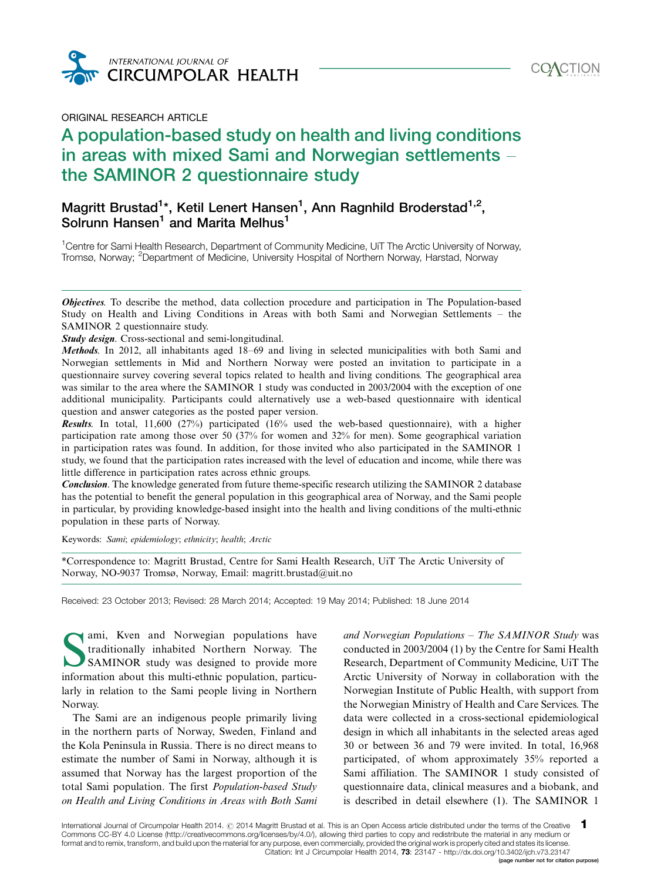ORIGINAL RESEARCH ARTICLE

# A population-based study on health and living conditions in areas with mixed Sami and Norwegian settlements – the SAMINOR 2 questionnaire study

Magritt Brustad[1]*, Ketil Lenert Hansen[1], Ann Ragnhild Broderstad[1,2], Solrunn Hansen[1] and Marita Melhus[1]

[1]Centre for Sami Health Research, Department of Community Medicine, UiT The Arctic University of Norway, Tromsø, Norway; [2]Department of Medicine, University Hospital of Northern Norway, Harstad, Norway

***Objectives***. To describe the method, data collection procedure and participation in The Population-based Study on Health and Living Conditions in Areas with both Sami and Norwegian Settlements – the SAMINOR 2 questionnaire study.

***Study design***. Cross-sectional and semi-longitudinal.

***Methods***. In 2012, all inhabitants aged 18–69 and living in selected municipalities with both Sami and Norwegian settlements in Mid and Northern Norway were posted an invitation to participate in a questionnaire survey covering several topics related to health and living conditions. The geographical area was similar to the area where the SAMINOR 1 study was conducted in 2003/2004 with the exception of one additional municipality. Participants could alternatively use a web-based questionnaire with identical question and answer categories as the posted paper version.

***Results***. In total, 11,600 (27%) participated (16% used the web-based questionnaire), with a higher participation rate among those over 50 (37% for women and 32% for men). Some geographical variation in participation rates was found. In addition, for those invited who also participated in the SAMINOR 1 study, we found that the participation rates increased with the level of education and income, while there was little difference in participation rates across ethnic groups.

***Conclusion***. The knowledge generated from future theme-specific research utilizing the SAMINOR 2 database has the potential to benefit the general population in this geographical area of Norway, and the Sami people in particular, by providing knowledge-based insight into the health and living conditions of the multi-ethnic population in these parts of Norway.

Keywords: *Sami*; *epidemiology*; *ethnicity*; *health*; *Arctic*

*Correspondence to: Magritt Brustad, Centre for Sami Health Research, UiT The Arctic University of Norway, NO-9037 Tromsø, Norway, Email: magritt.brustad@uit.no

Received: 23 October 2013; Revised: 28 March 2014; Accepted: 19 May 2014; Published: 18 June 2014

Sami, Kven and Norwegian populations have traditionally inhabited Northern Norway. The SAMINOR study was designed to provide more information about this multi-ethnic population, particularly in relation to the Sami people living in Northern Norway.

The Sami are an indigenous people primarily living in the northern parts of Norway, Sweden, Finland and the Kola Peninsula in Russia. There is no direct means to estimate the number of Sami in Norway, although it is assumed that Norway has the largest proportion of the total Sami population. The first *Population-based Study on Health and Living Conditions in Areas with Both Sami and Norwegian Populations – The SAMINOR Study* was conducted in 2003/2004 (1) by the Centre for Sami Health Research, Department of Community Medicine, UiT The Arctic University of Norway in collaboration with the Norwegian Institute of Public Health, with support from the Norwegian Ministry of Health and Care Services. The data were collected in a cross-sectional epidemiological design in which all inhabitants in the selected areas aged 30 or between 36 and 79 were invited. In total, 16,968 participated, of whom approximately 35% reported a Sami affiliation. The SAMINOR 1 study consisted of questionnaire data, clinical measures and a biobank, and is described in detail elsewhere (1). The SAMINOR 1

International Journal of Circumpolar Health 2014. © 2014 Magritt Brustad et al. This is an Open Access article distributed under the terms of the Creative Commons CC-BY 4.0 License (http://creativecommons.org/licenses/by/4.0/), allowing third parties to copy and redistribute the material in any medium or format and to remix, transform, and build upon the material for any purpose, even commercially, provided the original work is properly cited and states its license.
Citation: Int J Circumpolar Health 2014, 73: 23147 - http://dx.doi.org/10.3402/ijch.v73.23147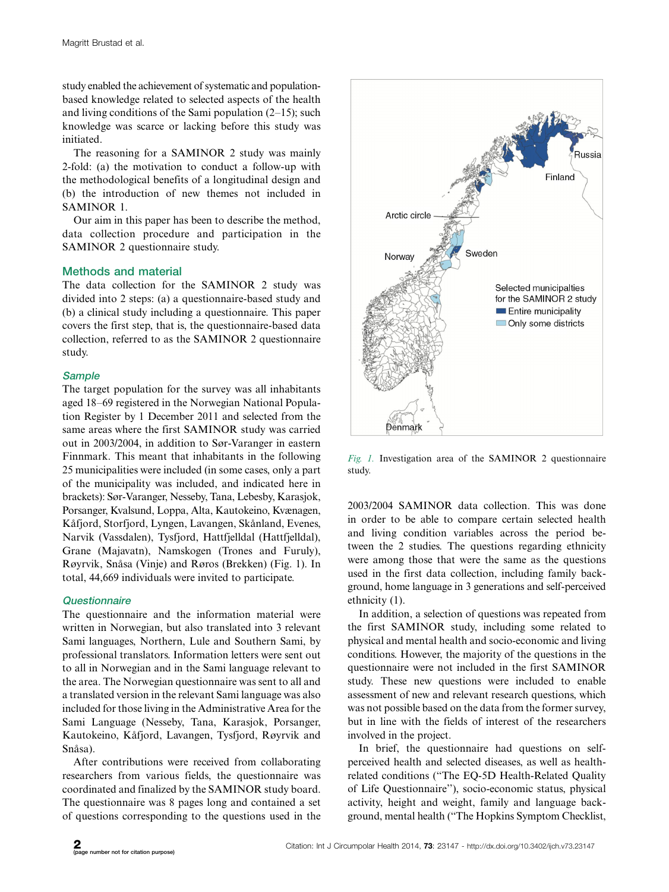study enabled the achievement of systematic and population-based knowledge related to selected aspects of the health and living conditions of the Sami population (2–15); such knowledge was scarce or lacking before this study was initiated.

The reasoning for a SAMINOR 2 study was mainly 2-fold: (a) the motivation to conduct a follow-up with the methodological benefits of a longitudinal design and (b) the introduction of new themes not included in SAMINOR 1.

Our aim in this paper has been to describe the method, data collection procedure and participation in the SAMINOR 2 questionnaire study.

## Methods and material

The data collection for the SAMINOR 2 study was divided into 2 steps: (a) a questionnaire-based study and (b) a clinical study including a questionnaire. This paper covers the first step, that is, the questionnaire-based data collection, referred to as the SAMINOR 2 questionnaire study.

### Sample

The target population for the survey was all inhabitants aged 18–69 registered in the Norwegian National Population Register by 1 December 2011 and selected from the same areas where the first SAMINOR study was carried out in 2003/2004, in addition to Sør-Varanger in eastern Finnmark. This meant that inhabitants in the following 25 municipalities were included (in some cases, only a part of the municipality was included, and indicated here in brackets): Sør-Varanger, Nesseby, Tana, Lebesby, Karasjok, Porsanger, Kvalsund, Loppa, Alta, Kautokeino, Kvænagen, Kåfjord, Storfjord, Lyngen, Lavangen, Skånland, Evenes, Narvik (Vassdalen), Tysfjord, Hattfjelldal (Hattfjelldal), Grane (Majavatn), Namskogen (Trones and Furuly), Røyrvik, Snåsa (Vinje) and Røros (Brekken) (Fig. 1). In total, 44,669 individuals were invited to participate.

*Fig. 1.* Investigation area of the SAMINOR 2 questionnaire study.

### Questionnaire

The questionnaire and the information material were written in Norwegian, but also translated into 3 relevant Sami languages, Northern, Lule and Southern Sami, by professional translators. Information letters were sent out to all in Norwegian and in the Sami language relevant to the area. The Norwegian questionnaire was sent to all and a translated version in the relevant Sami language was also included for those living in the Administrative Area for the Sami Language (Nesseby, Tana, Karasjok, Porsanger, Kautokeino, Kåfjord, Lavangen, Tysfjord, Røyrvik and Snåsa).

After contributions were received from collaborating researchers from various fields, the questionnaire was coordinated and finalized by the SAMINOR study board. The questionnaire was 8 pages long and contained a set of questions corresponding to the questions used in the 2003/2004 SAMINOR data collection. This was done in order to be able to compare certain selected health and living condition variables across the period between the 2 studies. The questions regarding ethnicity were among those that were the same as the questions used in the first data collection, including family background, home language in 3 generations and self-perceived ethnicity (1).

In addition, a selection of questions was repeated from the first SAMINOR study, including some related to physical and mental health and socio-economic and living conditions. However, the majority of the questions in the questionnaire were not included in the first SAMINOR study. These new questions were included to enable assessment of new and relevant research questions, which was not possible based on the data from the former survey, but in line with the fields of interest of the researchers involved in the project.

In brief, the questionnaire had questions on self-perceived health and selected diseases, as well as health-related conditions ("The EQ-5D Health-Related Quality of Life Questionnaire"), socio-economic status, physical activity, height and weight, family and language background, mental health ("The Hopkins Symptom Checklist,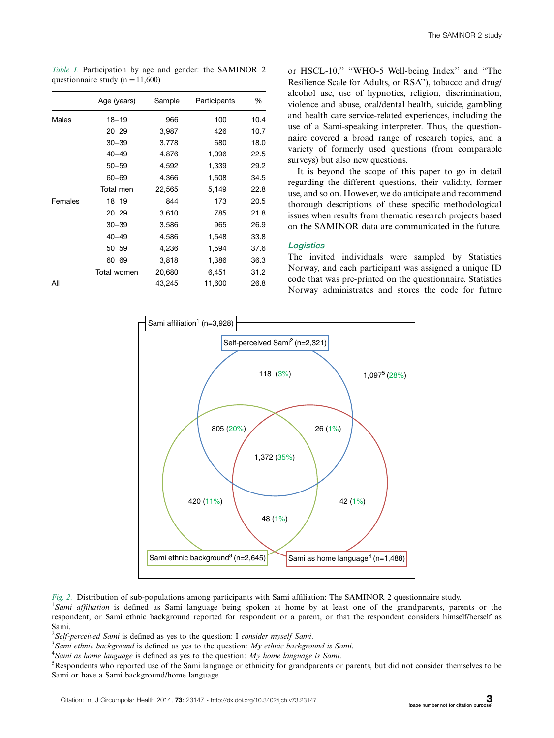*Table I.* Participation by age and gender: the SAMINOR 2 questionnaire study (n = 11,600)

| | Age (years) | Sample | Participants | % |
|---|---|---|---|---|
| Males | 18–19 | 966 | 100 | 10.4 |
| | 20–29 | 3,987 | 426 | 10.7 |
| | 30–39 | 3,778 | 680 | 18.0 |
| | 40–49 | 4,876 | 1,096 | 22.5 |
| | 50–59 | 4,592 | 1,339 | 29.2 |
| | 60–69 | 4,366 | 1,508 | 34.5 |
| | Total men | 22,565 | 5,149 | 22.8 |
| Females | 18–19 | 844 | 173 | 20.5 |
| | 20–29 | 3,610 | 785 | 21.8 |
| | 30–39 | 3,586 | 965 | 26.9 |
| | 40–49 | 4,586 | 1,548 | 33.8 |
| | 50–59 | 4,236 | 1,594 | 37.6 |
| | 60–69 | 3,818 | 1,386 | 36.3 |
| | Total women | 20,680 | 6,451 | 31.2 |
| All | | 43,245 | 11,600 | 26.8 |

or HSCL-10," "WHO-5 Well-being Index" and "The Resilience Scale for Adults, or RSA"), tobacco and drug/alcohol use, use of hypnotics, religion, discrimination, violence and abuse, oral/dental health, suicide, gambling and health care service-related experiences, including the use of a Sami-speaking interpreter. Thus, the questionnaire covered a broad range of research topics, and a variety of formerly used questions (from comparable surveys) but also new questions.

It is beyond the scope of this paper to go in detail regarding the different questions, their validity, former use, and so on. However, we do anticipate and recommend thorough descriptions of these specific methodological issues when results from thematic research projects based on the SAMINOR data are communicated in the future.

## Logistics

The invited individuals were sampled by Statistics Norway, and each participant was assigned a unique ID code that was pre-printed on the questionnaire. Statistics Norway administrates and stores the code for future

Sami affiliation[1] (n=3,928)
Self-perceived Sami[2] (n=2,321)
Sami ethnic background[3] (n=2,645)
Sami as home language[4] (n=1,488)

118 (3%)
1,097[5] (28%)
805 (20%)
26 (1%)
1,372 (35%)
420 (11%)
42 (1%)
48 (1%)

*Fig. 2.* Distribution of sub-populations among participants with Sami affiliation: The SAMINOR 2 questionnaire study.

[1]*Sami affiliation* is defined as Sami language being spoken at home by at least one of the grandparents, parents or the respondent, or Sami ethnic background reported for respondent or a parent, or that the respondent considers himself/herself as Sami.

[2]*Self-perceived Sami* is defined as yes to the question: I *consider myself Sami*.

[3]*Sami ethnic background* is defined as yes to the question: *My ethnic background is Sami*.

[4]*Sami as home language* is defined as yes to the question: *My home language is Sami*.

[5]Respondents who reported use of the Sami language or ethnicity for grandparents or parents, but did not consider themselves to be Sami or have a Sami background/home language.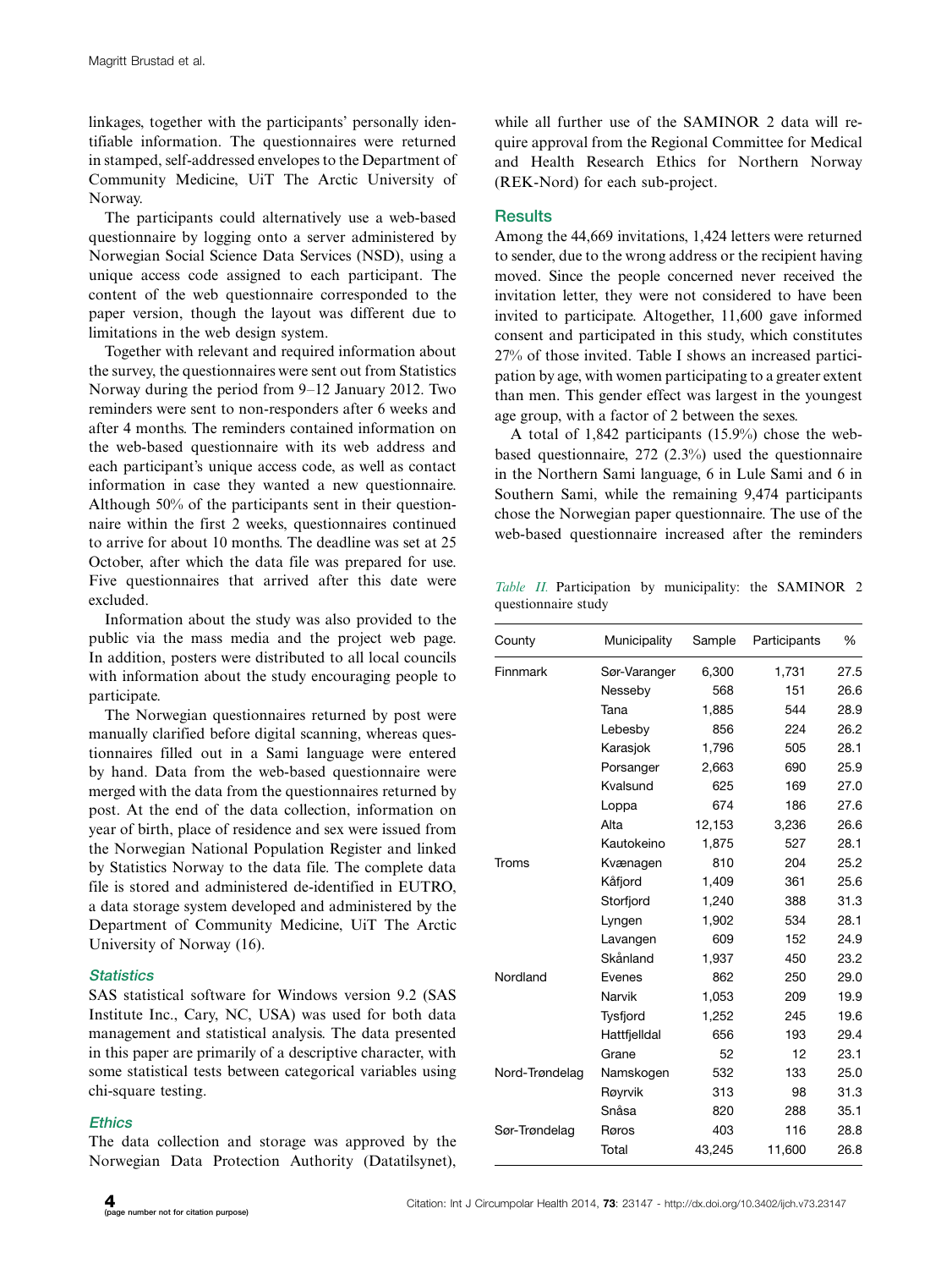linkages, together with the participants' personally identifiable information. The questionnaires were returned in stamped, self-addressed envelopes to the Department of Community Medicine, UiT The Arctic University of Norway.

The participants could alternatively use a web-based questionnaire by logging onto a server administered by Norwegian Social Science Data Services (NSD), using a unique access code assigned to each participant. The content of the web questionnaire corresponded to the paper version, though the layout was different due to limitations in the web design system.

Together with relevant and required information about the survey, the questionnaires were sent out from Statistics Norway during the period from 9–12 January 2012. Two reminders were sent to non-responders after 6 weeks and after 4 months. The reminders contained information on the web-based questionnaire with its web address and each participant's unique access code, as well as contact information in case they wanted a new questionnaire. Although 50% of the participants sent in their questionnaire within the first 2 weeks, questionnaires continued to arrive for about 10 months. The deadline was set at 25 October, after which the data file was prepared for use. Five questionnaires that arrived after this date were excluded.

Information about the study was also provided to the public via the mass media and the project web page. In addition, posters were distributed to all local councils with information about the study encouraging people to participate.

The Norwegian questionnaires returned by post were manually clarified before digital scanning, whereas questionnaires filled out in a Sami language were entered by hand. Data from the web-based questionnaire were merged with the data from the questionnaires returned by post. At the end of the data collection, information on year of birth, place of residence and sex were issued from the Norwegian National Population Register and linked by Statistics Norway to the data file. The complete data file is stored and administered de-identified in EUTRO, a data storage system developed and administered by the Department of Community Medicine, UiT The Arctic University of Norway (16).

### *Statistics*

SAS statistical software for Windows version 9.2 (SAS Institute Inc., Cary, NC, USA) was used for both data management and statistical analysis. The data presented in this paper are primarily of a descriptive character, with some statistical tests between categorical variables using chi-square testing.

### *Ethics*

The data collection and storage was approved by the Norwegian Data Protection Authority (Datatilsynet), while all further use of the SAMINOR 2 data will require approval from the Regional Committee for Medical and Health Research Ethics for Northern Norway (REK-Nord) for each sub-project.

## Results

Among the 44,669 invitations, 1,424 letters were returned to sender, due to the wrong address or the recipient having moved. Since the people concerned never received the invitation letter, they were not considered to have been invited to participate. Altogether, 11,600 gave informed consent and participated in this study, which constitutes 27% of those invited. Table I shows an increased participation by age, with women participating to a greater extent than men. This gender effect was largest in the youngest age group, with a factor of 2 between the sexes.

A total of 1,842 participants (15.9%) chose the web-based questionnaire, 272 (2.3%) used the questionnaire in the Northern Sami language, 6 in Lule Sami and 6 in Southern Sami, while the remaining 9,474 participants chose the Norwegian paper questionnaire. The use of the web-based questionnaire increased after the reminders

*Table II.* Participation by municipality: the SAMINOR 2 questionnaire study

| County | Municipality | Sample | Participants | % |
|---|---|---|---|---|
| Finnmark | Sør-Varanger | 6,300 | 1,731 | 27.5 |
| | Nesseby | 568 | 151 | 26.6 |
| | Tana | 1,885 | 544 | 28.9 |
| | Lebesby | 856 | 224 | 26.2 |
| | Karasjok | 1,796 | 505 | 28.1 |
| | Porsanger | 2,663 | 690 | 25.9 |
| | Kvalsund | 625 | 169 | 27.0 |
| | Loppa | 674 | 186 | 27.6 |
| | Alta | 12,153 | 3,236 | 26.6 |
| | Kautokeino | 1,875 | 527 | 28.1 |
| Troms | Kvænagen | 810 | 204 | 25.2 |
| | Kåfjord | 1,409 | 361 | 25.6 |
| | Storfjord | 1,240 | 388 | 31.3 |
| | Lyngen | 1,902 | 534 | 28.1 |
| | Lavangen | 609 | 152 | 24.9 |
| | Skånland | 1,937 | 450 | 23.2 |
| Nordland | Evenes | 862 | 250 | 29.0 |
| | Narvik | 1,053 | 209 | 19.9 |
| | Tysfjord | 1,252 | 245 | 19.6 |
| | Hattfjelldal | 656 | 193 | 29.4 |
| | Grane | 52 | 12 | 23.1 |
| Nord-Trøndelag | Namskogen | 532 | 133 | 25.0 |
| | Røyrvik | 313 | 98 | 31.3 |
| | Snåsa | 820 | 288 | 35.1 |
| Sør-Trøndelag | Røros | 403 | 116 | 28.8 |
| | Total | 43,245 | 11,600 | 26.8 |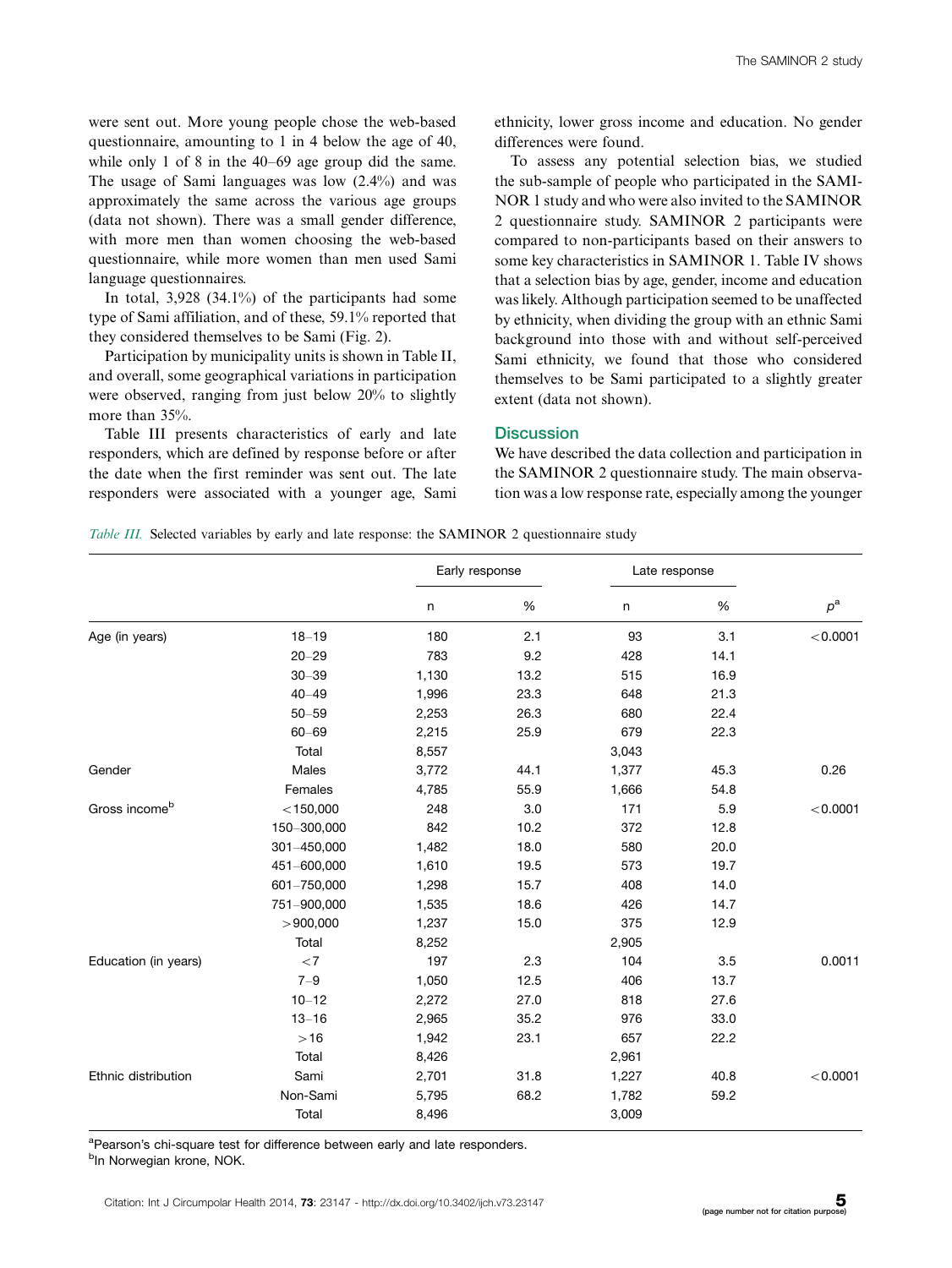were sent out. More young people chose the web-based questionnaire, amounting to 1 in 4 below the age of 40, while only 1 of 8 in the 40–69 age group did the same. The usage of Sami languages was low (2.4%) and was approximately the same across the various age groups (data not shown). There was a small gender difference, with more men than women choosing the web-based questionnaire, while more women than men used Sami language questionnaires.

In total, 3,928 (34.1%) of the participants had some type of Sami affiliation, and of these, 59.1% reported that they considered themselves to be Sami (Fig. 2).

Participation by municipality units is shown in Table II, and overall, some geographical variations in participation were observed, ranging from just below 20% to slightly more than 35%.

Table III presents characteristics of early and late responders, which are defined by response before or after the date when the first reminder was sent out. The late responders were associated with a younger age, Sami ethnicity, lower gross income and education. No gender differences were found.

To assess any potential selection bias, we studied the sub-sample of people who participated in the SAMINOR 1 study and who were also invited to the SAMINOR 2 questionnaire study. SAMINOR 2 participants were compared to non-participants based on their answers to some key characteristics in SAMINOR 1. Table IV shows that a selection bias by age, gender, income and education was likely. Although participation seemed to be unaffected by ethnicity, when dividing the group with an ethnic Sami background into those with and without self-perceived Sami ethnicity, we found that those who considered themselves to be Sami participated to a slightly greater extent (data not shown).

## Discussion

We have described the data collection and participation in the SAMINOR 2 questionnaire study. The main observation was a low response rate, especially among the younger

*Table III.* Selected variables by early and late response: the SAMINOR 2 questionnaire study

| | | Early response | | Late response | | |
|---|---|---|---|---|---|---|
| | | n | % | n | % | $p$[a] |
| Age (in years) | 18–19 | 180 | 2.1 | 93 | 3.1 | <0.0001 |
| | 20–29 | 783 | 9.2 | 428 | 14.1 | |
| | 30–39 | 1,130 | 13.2 | 515 | 16.9 | |
| | 40–49 | 1,996 | 23.3 | 648 | 21.3 | |
| | 50–59 | 2,253 | 26.3 | 680 | 22.4 | |
| | 60–69 | 2,215 | 25.9 | 679 | 22.3 | |
| | Total | 8,557 | | 3,043 | | |
| Gender | Males | 3,772 | 44.1 | 1,377 | 45.3 | 0.26 |
| | Females | 4,785 | 55.9 | 1,666 | 54.8 | |
| Gross income[b] | <150,000 | 248 | 3.0 | 171 | 5.9 | <0.0001 |
| | 150–300,000 | 842 | 10.2 | 372 | 12.8 | |
| | 301–450,000 | 1,482 | 18.0 | 580 | 20.0 | |
| | 451–600,000 | 1,610 | 19.5 | 573 | 19.7 | |
| | 601–750,000 | 1,298 | 15.7 | 408 | 14.0 | |
| | 751–900,000 | 1,535 | 18.6 | 426 | 14.7 | |
| | >900,000 | 1,237 | 15.0 | 375 | 12.9 | |
| | Total | 8,252 | | 2,905 | | |
| Education (in years) | <7 | 197 | 2.3 | 104 | 3.5 | 0.0011 |
| | 7–9 | 1,050 | 12.5 | 406 | 13.7 | |
| | 10–12 | 2,272 | 27.0 | 818 | 27.6 | |
| | 13–16 | 2,965 | 35.2 | 976 | 33.0 | |
| | >16 | 1,942 | 23.1 | 657 | 22.2 | |
| | Total | 8,426 | | 2,961 | | |
| Ethnic distribution | Sami | 2,701 | 31.8 | 1,227 | 40.8 | <0.0001 |
| | Non-Sami | 5,795 | 68.2 | 1,782 | 59.2 | |
| | Total | 8,496 | | 3,009 | | |

[a]Pearson's chi-square test for difference between early and late responders.
[b]In Norwegian krone, NOK.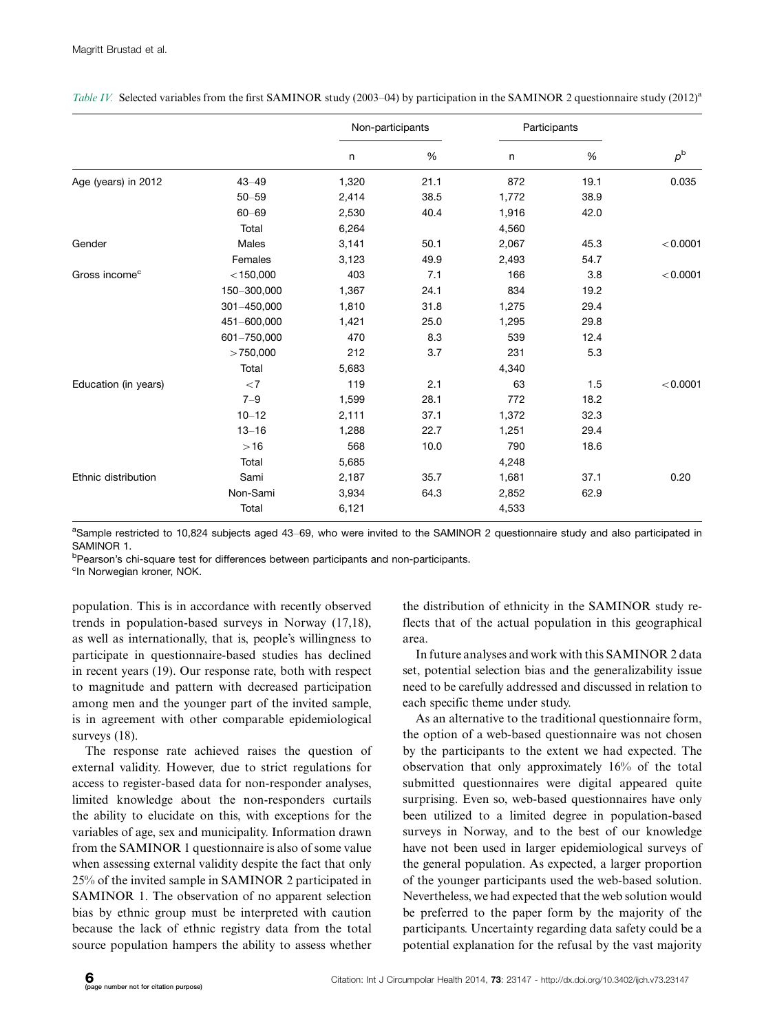*Table IV.* Selected variables from the first SAMINOR study (2003–04) by participation in the SAMINOR 2 questionnaire study (2012)[a]

| | | Non-participants | | Participants | | |
|---|---|---|---|---|---|---|
| | | n | % | n | % | $p$[b] |
| Age (years) in 2012 | 43–49 | 1,320 | 21.1 | 872 | 19.1 | 0.035 |
| | 50–59 | 2,414 | 38.5 | 1,772 | 38.9 | |
| | 60–69 | 2,530 | 40.4 | 1,916 | 42.0 | |
| | Total | 6,264 | | 4,560 | | |
| Gender | Males | 3,141 | 50.1 | 2,067 | 45.3 | <0.0001 |
| | Females | 3,123 | 49.9 | 2,493 | 54.7 | |
| Gross income[c] | <150,000 | 403 | 7.1 | 166 | 3.8 | <0.0001 |
| | 150–300,000 | 1,367 | 24.1 | 834 | 19.2 | |
| | 301–450,000 | 1,810 | 31.8 | 1,275 | 29.4 | |
| | 451–600,000 | 1,421 | 25.0 | 1,295 | 29.8 | |
| | 601–750,000 | 470 | 8.3 | 539 | 12.4 | |
| | >750,000 | 212 | 3.7 | 231 | 5.3 | |
| | Total | 5,683 | | 4,340 | | |
| Education (in years) | <7 | 119 | 2.1 | 63 | 1.5 | <0.0001 |
| | 7–9 | 1,599 | 28.1 | 772 | 18.2 | |
| | 10–12 | 2,111 | 37.1 | 1,372 | 32.3 | |
| | 13–16 | 1,288 | 22.7 | 1,251 | 29.4 | |
| | >16 | 568 | 10.0 | 790 | 18.6 | |
| | Total | 5,685 | | 4,248 | | |
| Ethnic distribution | Sami | 2,187 | 35.7 | 1,681 | 37.1 | 0.20 |
| | Non-Sami | 3,934 | 64.3 | 2,852 | 62.9 | |
| | Total | 6,121 | | 4,533 | | |

[a]Sample restricted to 10,824 subjects aged 43–69, who were invited to the SAMINOR 2 questionnaire study and also participated in SAMINOR 1.
[b]Pearson's chi-square test for differences between participants and non-participants.
[c]In Norwegian kroner, NOK.

population. This is in accordance with recently observed trends in population-based surveys in Norway (17,18), as well as internationally, that is, people's willingness to participate in questionnaire-based studies has declined in recent years (19). Our response rate, both with respect to magnitude and pattern with decreased participation among men and the younger part of the invited sample, is in agreement with other comparable epidemiological surveys (18).

The response rate achieved raises the question of external validity. However, due to strict regulations for access to register-based data for non-responder analyses, limited knowledge about the non-responders curtails the ability to elucidate on this, with exceptions for the variables of age, sex and municipality. Information drawn from the SAMINOR 1 questionnaire is also of some value when assessing external validity despite the fact that only 25% of the invited sample in SAMINOR 2 participated in SAMINOR 1. The observation of no apparent selection bias by ethnic group must be interpreted with caution because the lack of ethnic registry data from the total source population hampers the ability to assess whether the distribution of ethnicity in the SAMINOR study reflects that of the actual population in this geographical area.

In future analyses and work with this SAMINOR 2 data set, potential selection bias and the generalizability issue need to be carefully addressed and discussed in relation to each specific theme under study.

As an alternative to the traditional questionnaire form, the option of a web-based questionnaire was not chosen by the participants to the extent we had expected. The observation that only approximately 16% of the total submitted questionnaires were digital appeared quite surprising. Even so, web-based questionnaires have only been utilized to a limited degree in population-based surveys in Norway, and to the best of our knowledge have not been used in larger epidemiological surveys of the general population. As expected, a larger proportion of the younger participants used the web-based solution. Nevertheless, we had expected that the web solution would be preferred to the paper form by the majority of the participants. Uncertainty regarding data safety could be a potential explanation for the refusal by the vast majority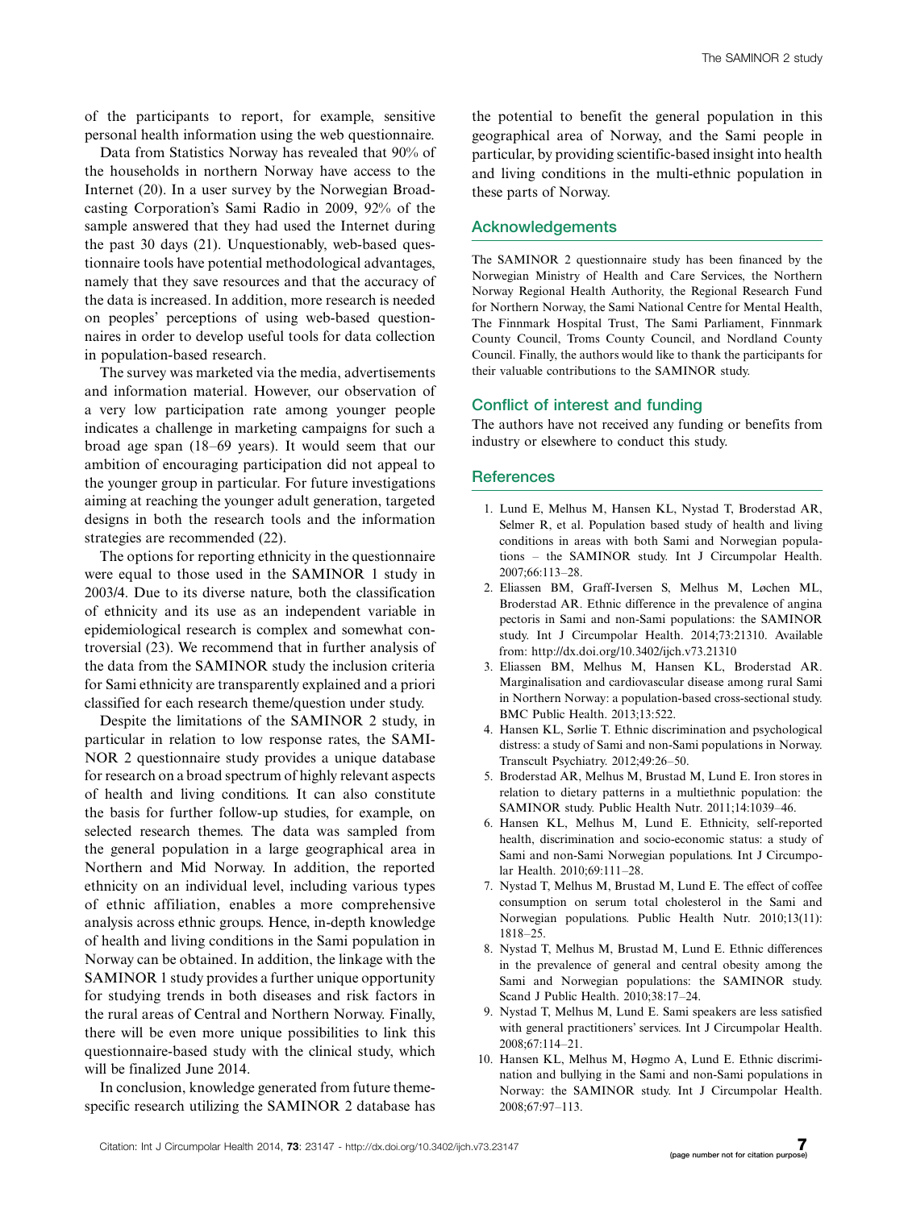of the participants to report, for example, sensitive personal health information using the web questionnaire.

Data from Statistics Norway has revealed that 90% of the households in northern Norway have access to the Internet (20). In a user survey by the Norwegian Broadcasting Corporation's Sami Radio in 2009, 92% of the sample answered that they had used the Internet during the past 30 days (21). Unquestionably, web-based questionnaire tools have potential methodological advantages, namely that they save resources and that the accuracy of the data is increased. In addition, more research is needed on peoples' perceptions of using web-based questionnaires in order to develop useful tools for data collection in population-based research.

The survey was marketed via the media, advertisements and information material. However, our observation of a very low participation rate among younger people indicates a challenge in marketing campaigns for such a broad age span (18–69 years). It would seem that our ambition of encouraging participation did not appeal to the younger group in particular. For future investigations aiming at reaching the younger adult generation, targeted designs in both the research tools and the information strategies are recommended (22).

The options for reporting ethnicity in the questionnaire were equal to those used in the SAMINOR 1 study in 2003/4. Due to its diverse nature, both the classification of ethnicity and its use as an independent variable in epidemiological research is complex and somewhat controversial (23). We recommend that in further analysis of the data from the SAMINOR study the inclusion criteria for Sami ethnicity are transparently explained and a priori classified for each research theme/question under study.

Despite the limitations of the SAMINOR 2 study, in particular in relation to low response rates, the SAMINOR 2 questionnaire study provides a unique database for research on a broad spectrum of highly relevant aspects of health and living conditions. It can also constitute the basis for further follow-up studies, for example, on selected research themes. The data was sampled from the general population in a large geographical area in Northern and Mid Norway. In addition, the reported ethnicity on an individual level, including various types of ethnic affiliation, enables a more comprehensive analysis across ethnic groups. Hence, in-depth knowledge of health and living conditions in the Sami population in Norway can be obtained. In addition, the linkage with the SAMINOR 1 study provides a further unique opportunity for studying trends in both diseases and risk factors in the rural areas of Central and Northern Norway. Finally, there will be even more unique possibilities to link this questionnaire-based study with the clinical study, which will be finalized June 2014.

In conclusion, knowledge generated from future theme-specific research utilizing the SAMINOR 2 database has the potential to benefit the general population in this geographical area of Norway, and the Sami people in particular, by providing scientific-based insight into health and living conditions in the multi-ethnic population in these parts of Norway.

## Acknowledgements

The SAMINOR 2 questionnaire study has been financed by the Norwegian Ministry of Health and Care Services, the Northern Norway Regional Health Authority, the Regional Research Fund for Northern Norway, the Sami National Centre for Mental Health, The Finnmark Hospital Trust, The Sami Parliament, Finnmark County Council, Troms County Council, and Nordland County Council. Finally, the authors would like to thank the participants for their valuable contributions to the SAMINOR study.

## Conflict of interest and funding

The authors have not received any funding or benefits from industry or elsewhere to conduct this study.

## References

1. Lund E, Melhus M, Hansen KL, Nystad T, Broderstad AR, Selmer R, et al. Population based study of health and living conditions in areas with both Sami and Norwegian populations – the SAMINOR study. Int J Circumpolar Health. 2007;66:113–28.
2. Eliassen BM, Graff-Iversen S, Melhus M, Løchen ML, Broderstad AR. Ethnic difference in the prevalence of angina pectoris in Sami and non-Sami populations: the SAMINOR study. Int J Circumpolar Health. 2014;73:21310. Available from: http://dx.doi.org/10.3402/ijch.v73.21310
3. Eliassen BM, Melhus M, Hansen KL, Broderstad AR. Marginalisation and cardiovascular disease among rural Sami in Northern Norway: a population-based cross-sectional study. BMC Public Health. 2013;13:522.
4. Hansen KL, Sørlie T. Ethnic discrimination and psychological distress: a study of Sami and non-Sami populations in Norway. Transcult Psychiatry. 2012;49:26–50.
5. Broderstad AR, Melhus M, Brustad M, Lund E. Iron stores in relation to dietary patterns in a multiethnic population: the SAMINOR study. Public Health Nutr. 2011;14:1039–46.
6. Hansen KL, Melhus M, Lund E. Ethnicity, self-reported health, discrimination and socio-economic status: a study of Sami and non-Sami Norwegian populations. Int J Circumpolar Health. 2010;69:111–28.
7. Nystad T, Melhus M, Brustad M, Lund E. The effect of coffee consumption on serum total cholesterol in the Sami and Norwegian populations. Public Health Nutr. 2010;13(11):1818–25.
8. Nystad T, Melhus M, Brustad M, Lund E. Ethnic differences in the prevalence of general and central obesity among the Sami and Norwegian populations: the SAMINOR study. Scand J Public Health. 2010;38:17–24.
9. Nystad T, Melhus M, Lund E. Sami speakers are less satisfied with general practitioners' services. Int J Circumpolar Health. 2008;67:114–21.
10. Hansen KL, Melhus M, Høgmo A, Lund E. Ethnic discrimination and bullying in the Sami and non-Sami populations in Norway: the SAMINOR study. Int J Circumpolar Health. 2008;67:97–113.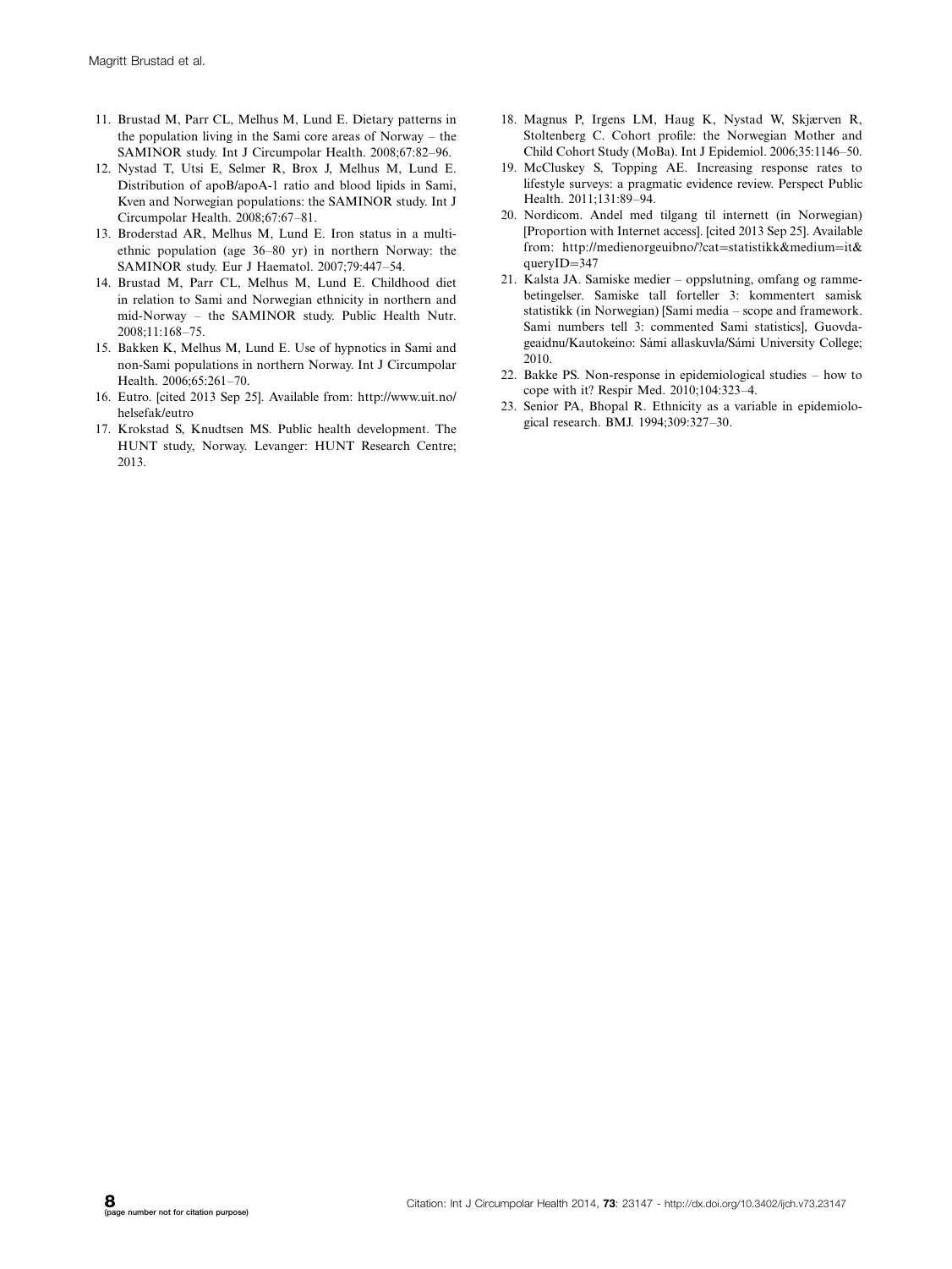11. Brustad M, Parr CL, Melhus M, Lund E. Dietary patterns in the population living in the Sami core areas of Norway – the SAMINOR study. Int J Circumpolar Health. 2008;67:82–96.
12. Nystad T, Utsi E, Selmer R, Brox J, Melhus M, Lund E. Distribution of apoB/apoA-1 ratio and blood lipids in Sami, Kven and Norwegian populations: the SAMINOR study. Int J Circumpolar Health. 2008;67:67–81.
13. Broderstad AR, Melhus M, Lund E. Iron status in a multi-ethnic population (age 36–80 yr) in northern Norway: the SAMINOR study. Eur J Haematol. 2007;79:447–54.
14. Brustad M, Parr CL, Melhus M, Lund E. Childhood diet in relation to Sami and Norwegian ethnicity in northern and mid-Norway – the SAMINOR study. Public Health Nutr. 2008;11:168–75.
15. Bakken K, Melhus M, Lund E. Use of hypnotics in Sami and non-Sami populations in northern Norway. Int J Circumpolar Health. 2006;65:261–70.
16. Eutro. [cited 2013 Sep 25]. Available from: http://www.uit.no/helsefak/eutro
17. Krokstad S, Knudtsen MS. Public health development. The HUNT study, Norway. Levanger: HUNT Research Centre; 2013.
18. Magnus P, Irgens LM, Haug K, Nystad W, Skjærven R, Stoltenberg C. Cohort profile: the Norwegian Mother and Child Cohort Study (MoBa). Int J Epidemiol. 2006;35:1146–50.
19. McCluskey S, Topping AE. Increasing response rates to lifestyle surveys: a pragmatic evidence review. Perspect Public Health. 2011;131:89–94.
20. Nordicom. Andel med tilgang til internett (in Norwegian) [Proportion with Internet access]. [cited 2013 Sep 25]. Available from: http://medienorgeuibno/?cat=statistikk&medium=it&queryID=347
21. Kalsta JA. Samiske medier – oppslutning, omfang og rammebetingelser. Samiske tall forteller 3: kommentert samisk statistikk (in Norwegian) [Sami media – scope and framework. Sami numbers tell 3: commented Sami statistics], Guovdageaidnu/Kautokeino: Sámi allaskuvla/Sámi University College; 2010.
22. Bakke PS. Non-response in epidemiological studies – how to cope with it? Respir Med. 2010;104:323–4.
23. Senior PA, Bhopal R. Ethnicity as a variable in epidemiological research. BMJ. 1994;309:327–30.